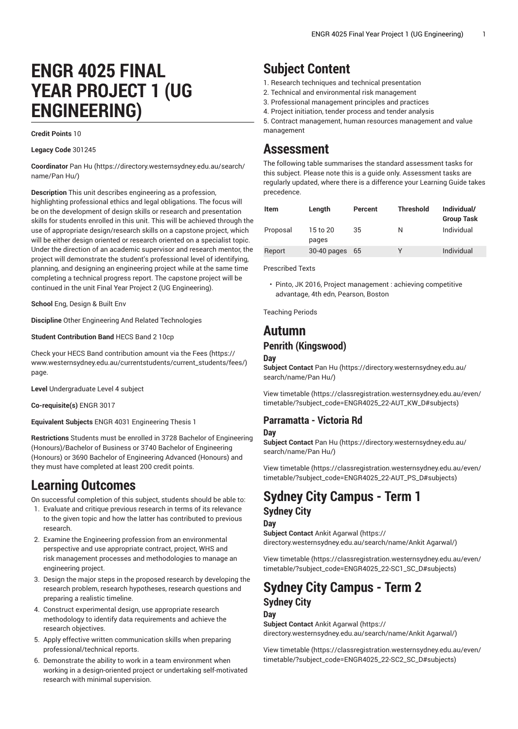# ENGR 4025 FINAL YEAR PROJECT 1 (UG ENGINEERING)

**Credit Points** 10

**Legacy Code** 301245

**Coordinator** Pan Hu (https://directory.westernsydney.edu.au/search/name/Pan Hu/)

**Description** This unit describes engineering as a profession, highlighting professional ethics and legal obligations. The focus will be on the development of design skills or research and presentation skills for students enrolled in this unit. This will be achieved through the use of appropriate design/research skills on a capstone project, which will be either design oriented or research oriented on a specialist topic. Under the direction of an academic supervisor and research mentor, the project will demonstrate the student's professional level of identifying, planning, and designing an engineering project while at the same time completing a technical progress report. The capstone project will be continued in the unit Final Year Project 2 (UG Engineering).

**School** Eng, Design & Built Env

**Discipline** Other Engineering And Related Technologies

**Student Contribution Band** HECS Band 2 10cp

Check your HECS Band contribution amount via the Fees (https://www.westernsydney.edu.au/currentstudents/current_students/fees/) page.

**Level** Undergraduate Level 4 subject

**Co-requisite(s)** ENGR 3017

**Equivalent Subjects** ENGR 4031 Engineering Thesis 1

**Restrictions** Students must be enrolled in 3728 Bachelor of Engineering (Honours)/Bachelor of Business or 3740 Bachelor of Engineering (Honours) or 3690 Bachelor of Engineering Advanced (Honours) and they must have completed at least 200 credit points.

# Learning Outcomes

On successful completion of this subject, students should be able to:

1. Evaluate and critique previous research in terms of its relevance to the given topic and how the latter has contributed to previous research.
2. Examine the Engineering profession from an environmental perspective and use appropriate contract, project, WHS and risk management processes and methodologies to manage an engineering project.
3. Design the major steps in the proposed research by developing the research problem, research hypotheses, research questions and preparing a realistic timeline.
4. Construct experimental design, use appropriate research methodology to identify data requirements and achieve the research objectives.
5. Apply effective written communication skills when preparing professional/technical reports.
6. Demonstrate the ability to work in a team environment when working in a design-oriented project or undertaking self-motivated research with minimal supervision.

# Subject Content

1. Research techniques and technical presentation
2. Technical and environmental risk management
3. Professional management principles and practices
4. Project initiation, tender process and tender analysis
5. Contract management, human resources management and value management

# Assessment

The following table summarises the standard assessment tasks for this subject. Please note this is a guide only. Assessment tasks are regularly updated, where there is a difference your Learning Guide takes precedence.

| Item | Length | Percent | Threshold | Individual/ Group Task |
|---|---|---|---|---|
| Proposal | 15 to 20 pages | 35 | N | Individual |
| Report | 30-40 pages | 65 | Y | Individual |

Prescribed Texts

- Pinto, JK 2016, Project management : achieving competitive advantage, 4th edn, Pearson, Boston

Teaching Periods

# Autumn

## Penrith (Kingswood)

### Day

**Subject Contact** Pan Hu (https://directory.westernsydney.edu.au/search/name/Pan Hu/)

View timetable (https://classregistration.westernsydney.edu.au/even/timetable/?subject_code=ENGR4025_22-AUT_KW_D#subjects)

## Parramatta - Victoria Rd

### Day

**Subject Contact** Pan Hu (https://directory.westernsydney.edu.au/search/name/Pan Hu/)

View timetable (https://classregistration.westernsydney.edu.au/even/timetable/?subject_code=ENGR4025_22-AUT_PS_D#subjects)

# Sydney City Campus - Term 1

## Sydney City

### Day

**Subject Contact** Ankit Agarwal (https://directory.westernsydney.edu.au/search/name/Ankit Agarwal/)

View timetable (https://classregistration.westernsydney.edu.au/even/timetable/?subject_code=ENGR4025_22-SC1_SC_D#subjects)

# Sydney City Campus - Term 2

## Sydney City

### Day

**Subject Contact** Ankit Agarwal (https://directory.westernsydney.edu.au/search/name/Ankit Agarwal/)

View timetable (https://classregistration.westernsydney.edu.au/even/timetable/?subject_code=ENGR4025_22-SC2_SC_D#subjects)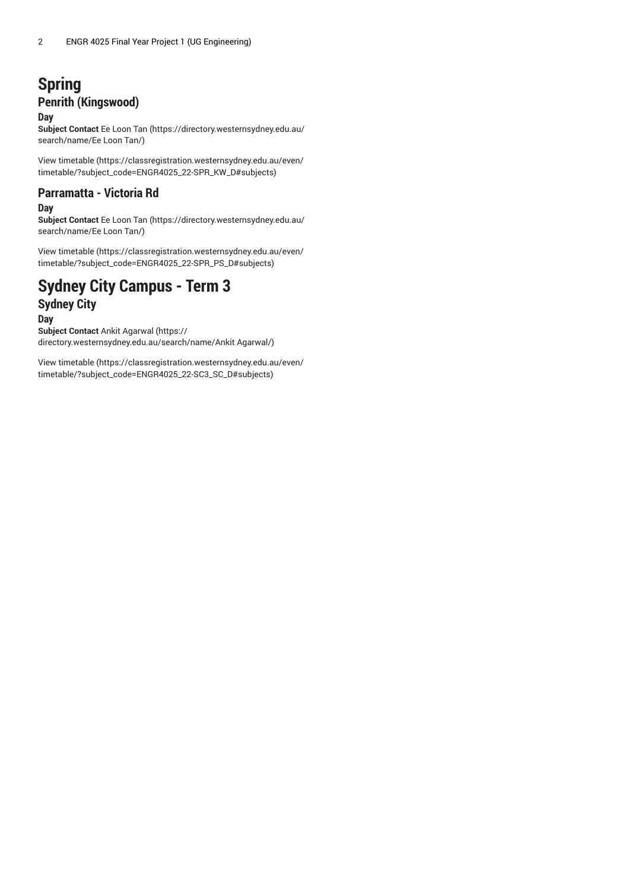# Spring

## Penrith (Kingswood)

### Day

**Subject Contact** Ee Loon Tan (https://directory.westernsydney.edu.au/search/name/Ee Loon Tan/)

View timetable (https://classregistration.westernsydney.edu.au/even/timetable/?subject_code=ENGR4025_22-SPR_KW_D#subjects)

## Parramatta - Victoria Rd

### Day

**Subject Contact** Ee Loon Tan (https://directory.westernsydney.edu.au/search/name/Ee Loon Tan/)

View timetable (https://classregistration.westernsydney.edu.au/even/timetable/?subject_code=ENGR4025_22-SPR_PS_D#subjects)

# Sydney City Campus - Term 3

## Sydney City

### Day

**Subject Contact** Ankit Agarwal (https://directory.westernsydney.edu.au/search/name/Ankit Agarwal/)

View timetable (https://classregistration.westernsydney.edu.au/even/timetable/?subject_code=ENGR4025_22-SC3_SC_D#subjects)